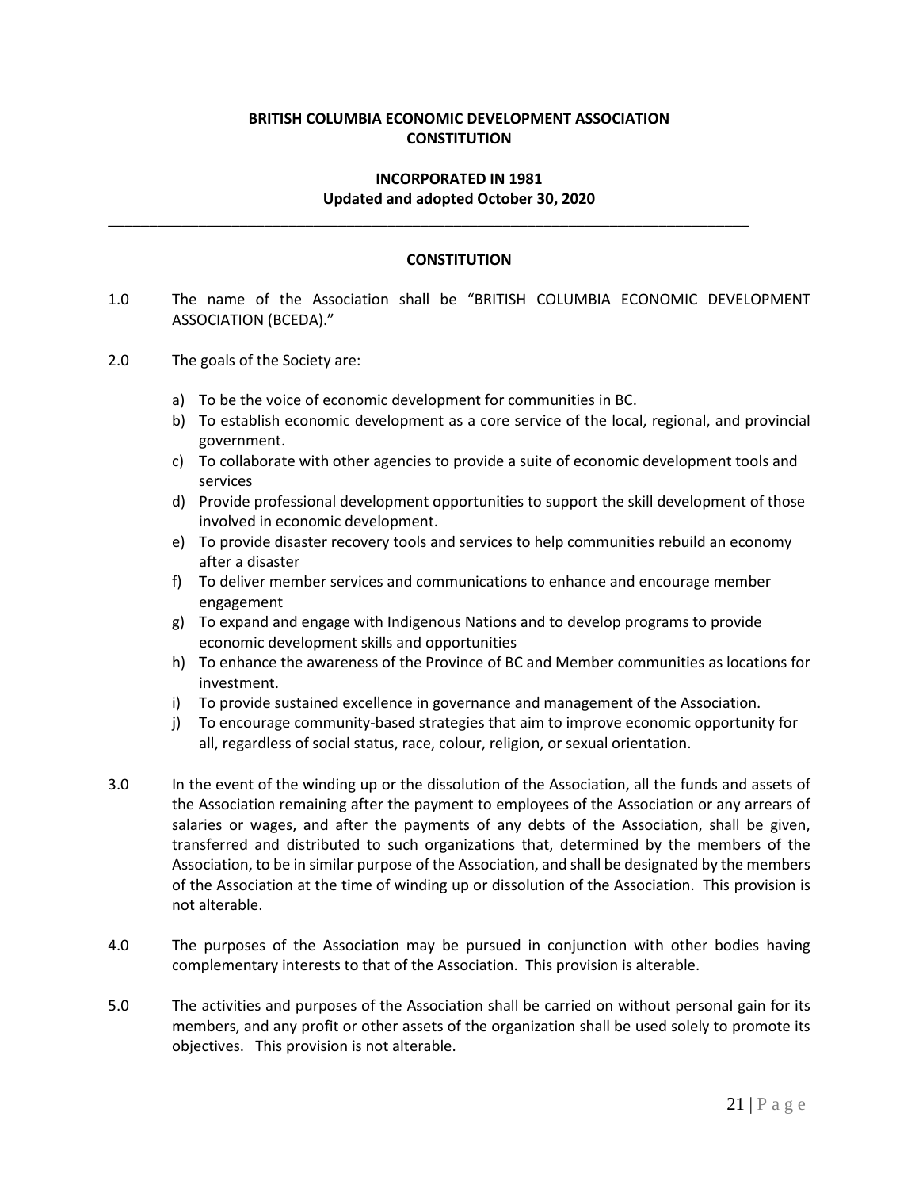**BRITISH COLUMBIA ECONOMIC DEVELOPMENT ASSOCIATION**
**CONSTITUTION**

**INCORPORATED IN 1981**
**Updated and adopted October 30, 2020**

---

## CONSTITUTION

1.0 The name of the Association shall be "BRITISH COLUMBIA ECONOMIC DEVELOPMENT ASSOCIATION (BCEDA)."

2.0 The goals of the Society are:

a) To be the voice of economic development for communities in BC.
b) To establish economic development as a core service of the local, regional, and provincial government.
c) To collaborate with other agencies to provide a suite of economic development tools and services
d) Provide professional development opportunities to support the skill development of those involved in economic development.
e) To provide disaster recovery tools and services to help communities rebuild an economy after a disaster
f) To deliver member services and communications to enhance and encourage member engagement
g) To expand and engage with Indigenous Nations and to develop programs to provide economic development skills and opportunities
h) To enhance the awareness of the Province of BC and Member communities as locations for investment.
i) To provide sustained excellence in governance and management of the Association.
j) To encourage community-based strategies that aim to improve economic opportunity for all, regardless of social status, race, colour, religion, or sexual orientation.

3.0 In the event of the winding up or the dissolution of the Association, all the funds and assets of the Association remaining after the payment to employees of the Association or any arrears of salaries or wages, and after the payments of any debts of the Association, shall be given, transferred and distributed to such organizations that, determined by the members of the Association, to be in similar purpose of the Association, and shall be designated by the members of the Association at the time of winding up or dissolution of the Association. This provision is not alterable.

4.0 The purposes of the Association may be pursued in conjunction with other bodies having complementary interests to that of the Association. This provision is alterable.

5.0 The activities and purposes of the Association shall be carried on without personal gain for its members, and any profit or other assets of the organization shall be used solely to promote its objectives. This provision is not alterable.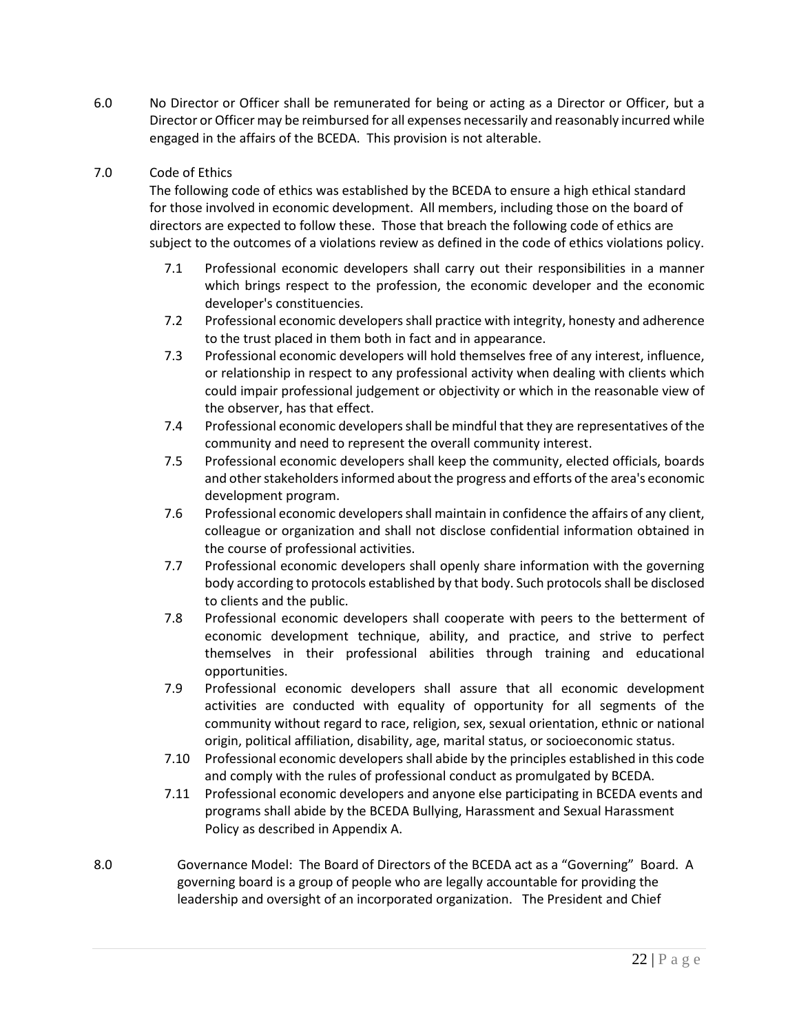6.0 No Director or Officer shall be remunerated for being or acting as a Director or Officer, but a Director or Officer may be reimbursed for all expenses necessarily and reasonably incurred while engaged in the affairs of the BCEDA. This provision is not alterable.

7.0 Code of Ethics

The following code of ethics was established by the BCEDA to ensure a high ethical standard for those involved in economic development. All members, including those on the board of directors are expected to follow these. Those that breach the following code of ethics are subject to the outcomes of a violations review as defined in the code of ethics violations policy.

- 7.1 Professional economic developers shall carry out their responsibilities in a manner which brings respect to the profession, the economic developer and the economic developer's constituencies.
- 7.2 Professional economic developers shall practice with integrity, honesty and adherence to the trust placed in them both in fact and in appearance.
- 7.3 Professional economic developers will hold themselves free of any interest, influence, or relationship in respect to any professional activity when dealing with clients which could impair professional judgement or objectivity or which in the reasonable view of the observer, has that effect.
- 7.4 Professional economic developers shall be mindful that they are representatives of the community and need to represent the overall community interest.
- 7.5 Professional economic developers shall keep the community, elected officials, boards and other stakeholders informed about the progress and efforts of the area's economic development program.
- 7.6 Professional economic developers shall maintain in confidence the affairs of any client, colleague or organization and shall not disclose confidential information obtained in the course of professional activities.
- 7.7 Professional economic developers shall openly share information with the governing body according to protocols established by that body. Such protocols shall be disclosed to clients and the public.
- 7.8 Professional economic developers shall cooperate with peers to the betterment of economic development technique, ability, and practice, and strive to perfect themselves in their professional abilities through training and educational opportunities.
- 7.9 Professional economic developers shall assure that all economic development activities are conducted with equality of opportunity for all segments of the community without regard to race, religion, sex, sexual orientation, ethnic or national origin, political affiliation, disability, age, marital status, or socioeconomic status.
- 7.10 Professional economic developers shall abide by the principles established in this code and comply with the rules of professional conduct as promulgated by BCEDA.
- 7.11 Professional economic developers and anyone else participating in BCEDA events and programs shall abide by the BCEDA Bullying, Harassment and Sexual Harassment Policy as described in Appendix A.

8.0 Governance Model: The Board of Directors of the BCEDA act as a "Governing" Board. A governing board is a group of people who are legally accountable for providing the leadership and oversight of an incorporated organization. The President and Chief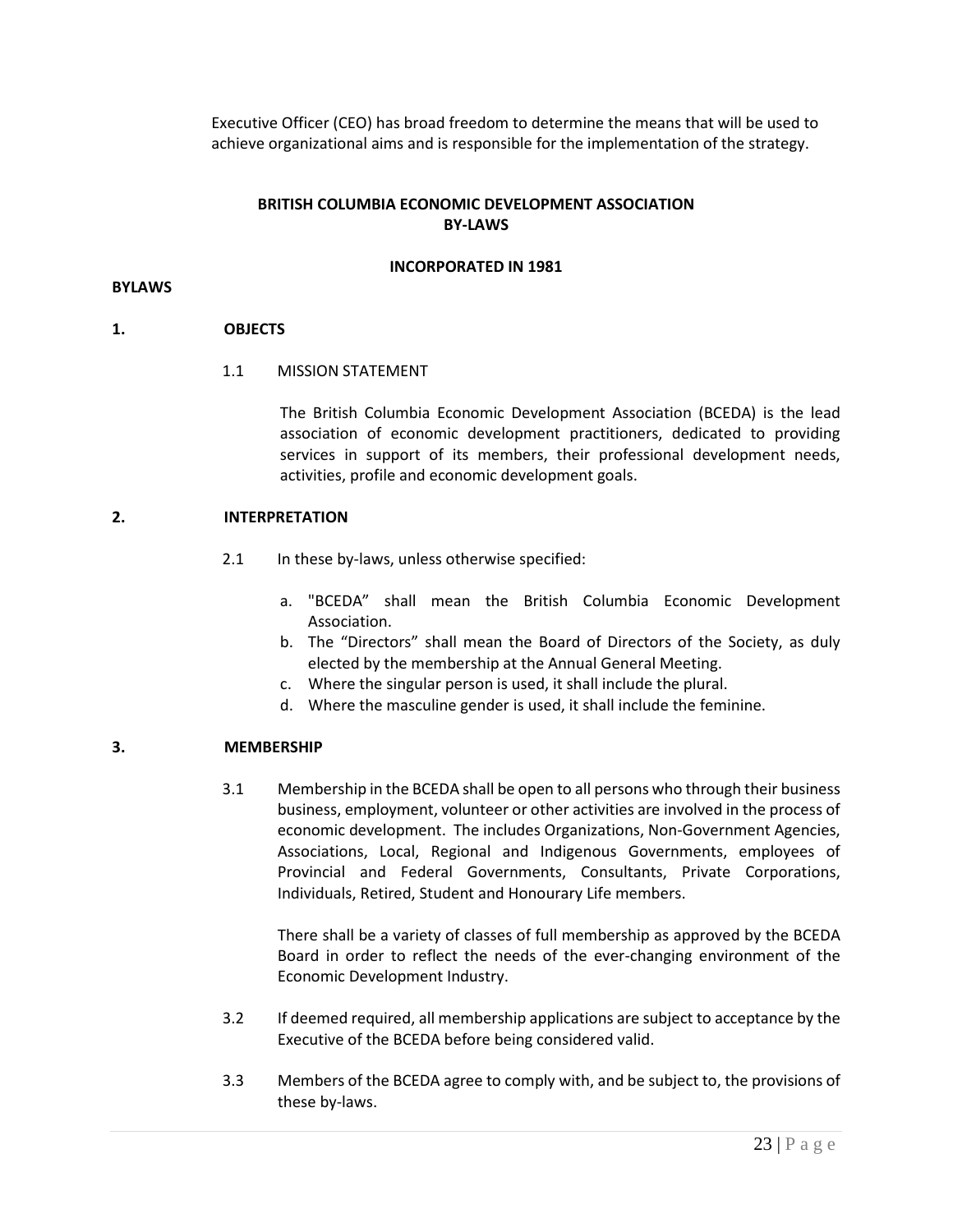Executive Officer (CEO) has broad freedom to determine the means that will be used to achieve organizational aims and is responsible for the implementation of the strategy.

## BRITISH COLUMBIA ECONOMIC DEVELOPMENT ASSOCIATION BY-LAWS

**INCORPORATED IN 1981**

**BYLAWS**

### 1. OBJECTS

1.1 MISSION STATEMENT

The British Columbia Economic Development Association (BCEDA) is the lead association of economic development practitioners, dedicated to providing services in support of its members, their professional development needs, activities, profile and economic development goals.

### 2. INTERPRETATION

2.1 In these by-laws, unless otherwise specified:

a. "BCEDA" shall mean the British Columbia Economic Development Association.
b. The "Directors" shall mean the Board of Directors of the Society, as duly elected by the membership at the Annual General Meeting.
c. Where the singular person is used, it shall include the plural.
d. Where the masculine gender is used, it shall include the feminine.

### 3. MEMBERSHIP

3.1 Membership in the BCEDA shall be open to all persons who through their business business, employment, volunteer or other activities are involved in the process of economic development. The includes Organizations, Non-Government Agencies, Associations, Local, Regional and Indigenous Governments, employees of Provincial and Federal Governments, Consultants, Private Corporations, Individuals, Retired, Student and Honourary Life members.

There shall be a variety of classes of full membership as approved by the BCEDA Board in order to reflect the needs of the ever-changing environment of the Economic Development Industry.

3.2 If deemed required, all membership applications are subject to acceptance by the Executive of the BCEDA before being considered valid.

3.3 Members of the BCEDA agree to comply with, and be subject to, the provisions of these by-laws.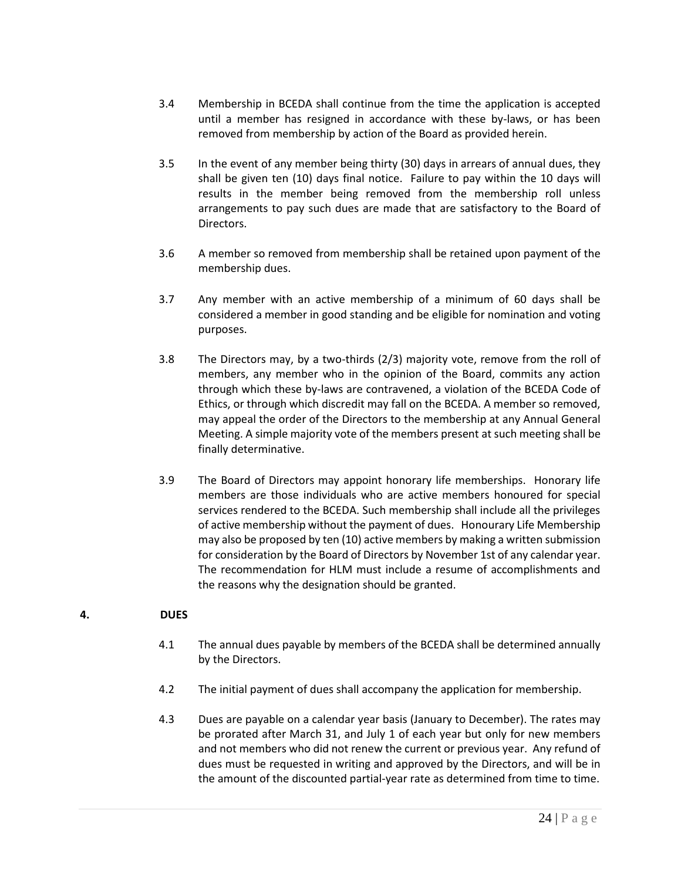3.4 Membership in BCEDA shall continue from the time the application is accepted until a member has resigned in accordance with these by-laws, or has been removed from membership by action of the Board as provided herein.

3.5 In the event of any member being thirty (30) days in arrears of annual dues, they shall be given ten (10) days final notice. Failure to pay within the 10 days will results in the member being removed from the membership roll unless arrangements to pay such dues are made that are satisfactory to the Board of Directors.

3.6 A member so removed from membership shall be retained upon payment of the membership dues.

3.7 Any member with an active membership of a minimum of 60 days shall be considered a member in good standing and be eligible for nomination and voting purposes.

3.8 The Directors may, by a two-thirds (2/3) majority vote, remove from the roll of members, any member who in the opinion of the Board, commits any action through which these by-laws are contravened, a violation of the BCEDA Code of Ethics, or through which discredit may fall on the BCEDA. A member so removed, may appeal the order of the Directors to the membership at any Annual General Meeting. A simple majority vote of the members present at such meeting shall be finally determinative.

3.9 The Board of Directors may appoint honorary life memberships. Honorary life members are those individuals who are active members honoured for special services rendered to the BCEDA. Such membership shall include all the privileges of active membership without the payment of dues. Honourary Life Membership may also be proposed by ten (10) active members by making a written submission for consideration by the Board of Directors by November 1st of any calendar year. The recommendation for HLM must include a resume of accomplishments and the reasons why the designation should be granted.

## 4. DUES

4.1 The annual dues payable by members of the BCEDA shall be determined annually by the Directors.

4.2 The initial payment of dues shall accompany the application for membership.

4.3 Dues are payable on a calendar year basis (January to December). The rates may be prorated after March 31, and July 1 of each year but only for new members and not members who did not renew the current or previous year. Any refund of dues must be requested in writing and approved by the Directors, and will be in the amount of the discounted partial-year rate as determined from time to time.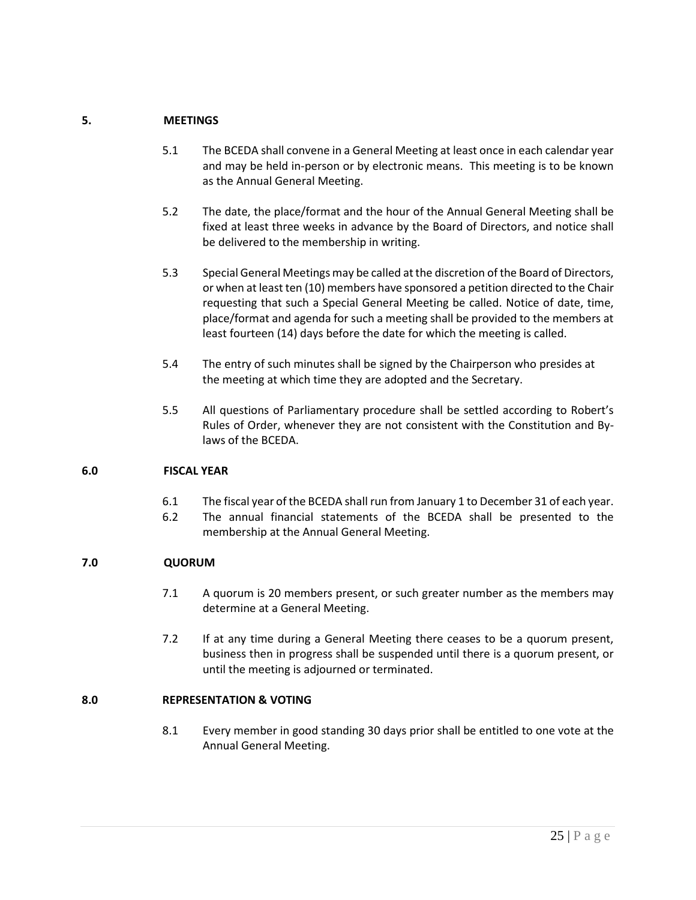## 5. MEETINGS

5.1 The BCEDA shall convene in a General Meeting at least once in each calendar year and may be held in-person or by electronic means. This meeting is to be known as the Annual General Meeting.

5.2 The date, the place/format and the hour of the Annual General Meeting shall be fixed at least three weeks in advance by the Board of Directors, and notice shall be delivered to the membership in writing.

5.3 Special General Meetings may be called at the discretion of the Board of Directors, or when at least ten (10) members have sponsored a petition directed to the Chair requesting that such a Special General Meeting be called. Notice of date, time, place/format and agenda for such a meeting shall be provided to the members at least fourteen (14) days before the date for which the meeting is called.

5.4 The entry of such minutes shall be signed by the Chairperson who presides at the meeting at which time they are adopted and the Secretary.

5.5 All questions of Parliamentary procedure shall be settled according to Robert's Rules of Order, whenever they are not consistent with the Constitution and By-laws of the BCEDA.

## 6.0 FISCAL YEAR

6.1 The fiscal year of the BCEDA shall run from January 1 to December 31 of each year.

6.2 The annual financial statements of the BCEDA shall be presented to the membership at the Annual General Meeting.

## 7.0 QUORUM

7.1 A quorum is 20 members present, or such greater number as the members may determine at a General Meeting.

7.2 If at any time during a General Meeting there ceases to be a quorum present, business then in progress shall be suspended until there is a quorum present, or until the meeting is adjourned or terminated.

## 8.0 REPRESENTATION & VOTING

8.1 Every member in good standing 30 days prior shall be entitled to one vote at the Annual General Meeting.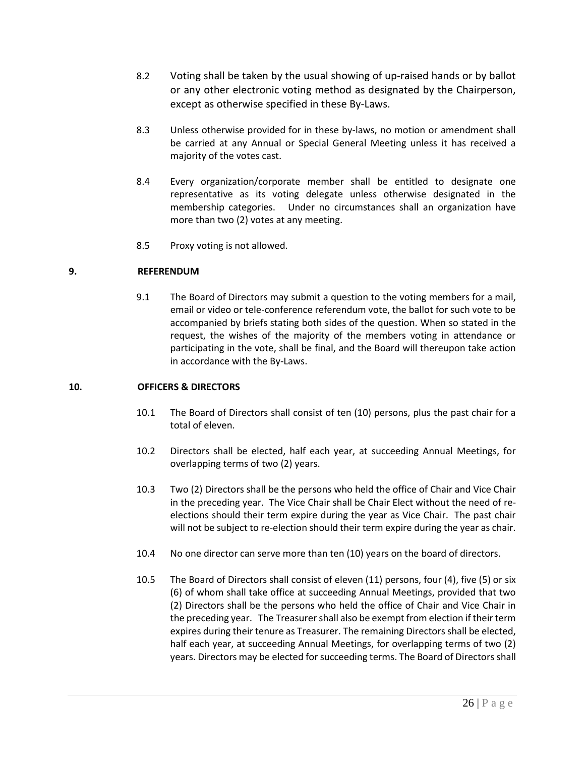8.2 Voting shall be taken by the usual showing of up-raised hands or by ballot or any other electronic voting method as designated by the Chairperson, except as otherwise specified in these By-Laws.

8.3 Unless otherwise provided for in these by-laws, no motion or amendment shall be carried at any Annual or Special General Meeting unless it has received a majority of the votes cast.

8.4 Every organization/corporate member shall be entitled to designate one representative as its voting delegate unless otherwise designated in the membership categories. Under no circumstances shall an organization have more than two (2) votes at any meeting.

8.5 Proxy voting is not allowed.

**9. REFERENDUM**

9.1 The Board of Directors may submit a question to the voting members for a mail, email or video or tele-conference referendum vote, the ballot for such vote to be accompanied by briefs stating both sides of the question. When so stated in the request, the wishes of the majority of the members voting in attendance or participating in the vote, shall be final, and the Board will thereupon take action in accordance with the By-Laws.

**10. OFFICERS & DIRECTORS**

10.1 The Board of Directors shall consist of ten (10) persons, plus the past chair for a total of eleven.

10.2 Directors shall be elected, half each year, at succeeding Annual Meetings, for overlapping terms of two (2) years.

10.3 Two (2) Directors shall be the persons who held the office of Chair and Vice Chair in the preceding year. The Vice Chair shall be Chair Elect without the need of re-elections should their term expire during the year as Vice Chair. The past chair will not be subject to re-election should their term expire during the year as chair.

10.4 No one director can serve more than ten (10) years on the board of directors.

10.5 The Board of Directors shall consist of eleven (11) persons, four (4), five (5) or six (6) of whom shall take office at succeeding Annual Meetings, provided that two (2) Directors shall be the persons who held the office of Chair and Vice Chair in the preceding year. The Treasurer shall also be exempt from election if their term expires during their tenure as Treasurer. The remaining Directors shall be elected, half each year, at succeeding Annual Meetings, for overlapping terms of two (2) years. Directors may be elected for succeeding terms. The Board of Directors shall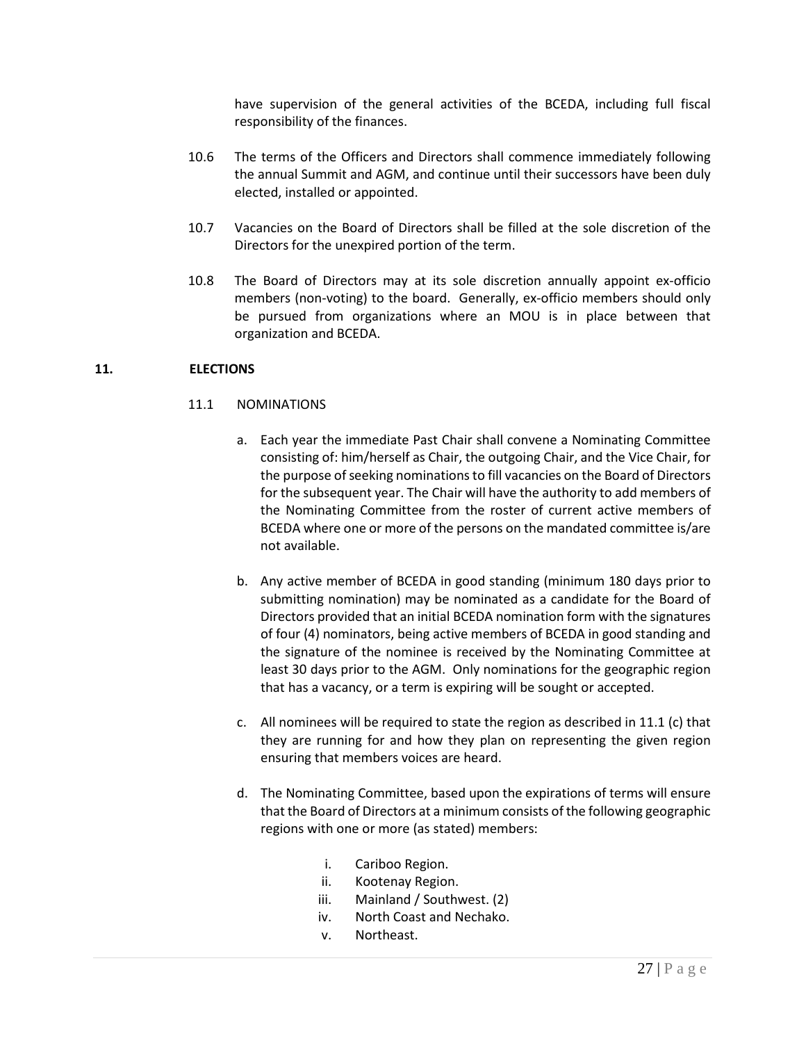have supervision of the general activities of the BCEDA, including full fiscal responsibility of the finances.

10.6 The terms of the Officers and Directors shall commence immediately following the annual Summit and AGM, and continue until their successors have been duly elected, installed or appointed.

10.7 Vacancies on the Board of Directors shall be filled at the sole discretion of the Directors for the unexpired portion of the term.

10.8 The Board of Directors may at its sole discretion annually appoint ex-officio members (non-voting) to the board. Generally, ex-officio members should only be pursued from organizations where an MOU is in place between that organization and BCEDA.

## 11. ELECTIONS

### 11.1 NOMINATIONS

a. Each year the immediate Past Chair shall convene a Nominating Committee consisting of: him/herself as Chair, the outgoing Chair, and the Vice Chair, for the purpose of seeking nominations to fill vacancies on the Board of Directors for the subsequent year. The Chair will have the authority to add members of the Nominating Committee from the roster of current active members of BCEDA where one or more of the persons on the mandated committee is/are not available.

b. Any active member of BCEDA in good standing (minimum 180 days prior to submitting nomination) may be nominated as a candidate for the Board of Directors provided that an initial BCEDA nomination form with the signatures of four (4) nominators, being active members of BCEDA in good standing and the signature of the nominee is received by the Nominating Committee at least 30 days prior to the AGM. Only nominations for the geographic region that has a vacancy, or a term is expiring will be sought or accepted.

c. All nominees will be required to state the region as described in 11.1 (c) that they are running for and how they plan on representing the given region ensuring that members voices are heard.

d. The Nominating Committee, based upon the expirations of terms will ensure that the Board of Directors at a minimum consists of the following geographic regions with one or more (as stated) members:

   i. Cariboo Region.
   ii. Kootenay Region.
   iii. Mainland / Southwest. (2)
   iv. North Coast and Nechako.
   v. Northeast.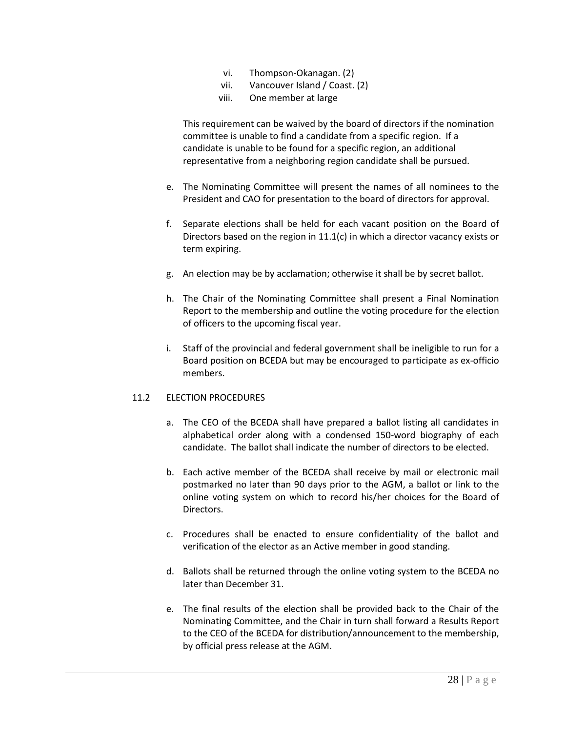vi. Thompson-Okanagan. (2)
vii. Vancouver Island / Coast. (2)
viii. One member at large

This requirement can be waived by the board of directors if the nomination committee is unable to find a candidate from a specific region. If a candidate is unable to be found for a specific region, an additional representative from a neighboring region candidate shall be pursued.

e. The Nominating Committee will present the names of all nominees to the President and CAO for presentation to the board of directors for approval.

f. Separate elections shall be held for each vacant position on the Board of Directors based on the region in 11.1(c) in which a director vacancy exists or term expiring.

g. An election may be by acclamation; otherwise it shall be by secret ballot.

h. The Chair of the Nominating Committee shall present a Final Nomination Report to the membership and outline the voting procedure for the election of officers to the upcoming fiscal year.

i. Staff of the provincial and federal government shall be ineligible to run for a Board position on BCEDA but may be encouraged to participate as ex-officio members.

11.2 ELECTION PROCEDURES

a. The CEO of the BCEDA shall have prepared a ballot listing all candidates in alphabetical order along with a condensed 150-word biography of each candidate. The ballot shall indicate the number of directors to be elected.

b. Each active member of the BCEDA shall receive by mail or electronic mail postmarked no later than 90 days prior to the AGM, a ballot or link to the online voting system on which to record his/her choices for the Board of Directors.

c. Procedures shall be enacted to ensure confidentiality of the ballot and verification of the elector as an Active member in good standing.

d. Ballots shall be returned through the online voting system to the BCEDA no later than December 31.

e. The final results of the election shall be provided back to the Chair of the Nominating Committee, and the Chair in turn shall forward a Results Report to the CEO of the BCEDA for distribution/announcement to the membership, by official press release at the AGM.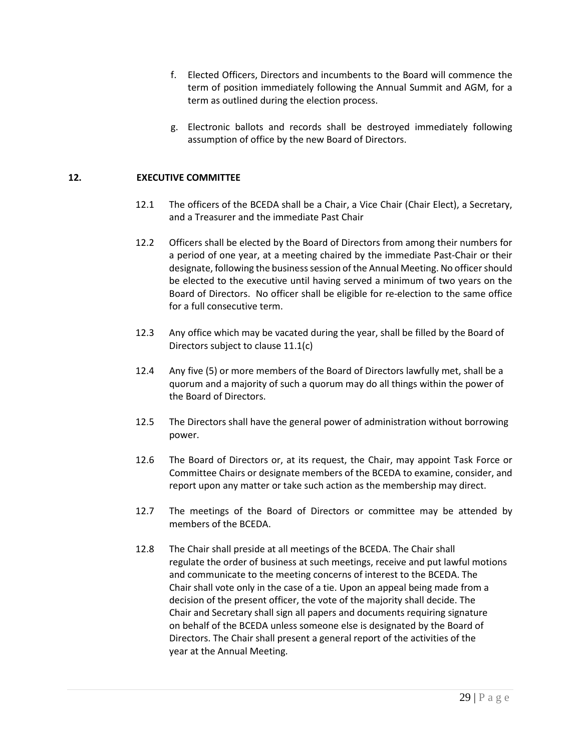f. Elected Officers, Directors and incumbents to the Board will commence the term of position immediately following the Annual Summit and AGM, for a term as outlined during the election process.

g. Electronic ballots and records shall be destroyed immediately following assumption of office by the new Board of Directors.

## 12. EXECUTIVE COMMITTEE

12.1 The officers of the BCEDA shall be a Chair, a Vice Chair (Chair Elect), a Secretary, and a Treasurer and the immediate Past Chair

12.2 Officers shall be elected by the Board of Directors from among their numbers for a period of one year, at a meeting chaired by the immediate Past-Chair or their designate, following the business session of the Annual Meeting. No officer should be elected to the executive until having served a minimum of two years on the Board of Directors. No officer shall be eligible for re-election to the same office for a full consecutive term.

12.3 Any office which may be vacated during the year, shall be filled by the Board of Directors subject to clause 11.1(c)

12.4 Any five (5) or more members of the Board of Directors lawfully met, shall be a quorum and a majority of such a quorum may do all things within the power of the Board of Directors.

12.5 The Directors shall have the general power of administration without borrowing power.

12.6 The Board of Directors or, at its request, the Chair, may appoint Task Force or Committee Chairs or designate members of the BCEDA to examine, consider, and report upon any matter or take such action as the membership may direct.

12.7 The meetings of the Board of Directors or committee may be attended by members of the BCEDA.

12.8 The Chair shall preside at all meetings of the BCEDA. The Chair shall regulate the order of business at such meetings, receive and put lawful motions and communicate to the meeting concerns of interest to the BCEDA. The Chair shall vote only in the case of a tie. Upon an appeal being made from a decision of the present officer, the vote of the majority shall decide. The Chair and Secretary shall sign all papers and documents requiring signature on behalf of the BCEDA unless someone else is designated by the Board of Directors. The Chair shall present a general report of the activities of the year at the Annual Meeting.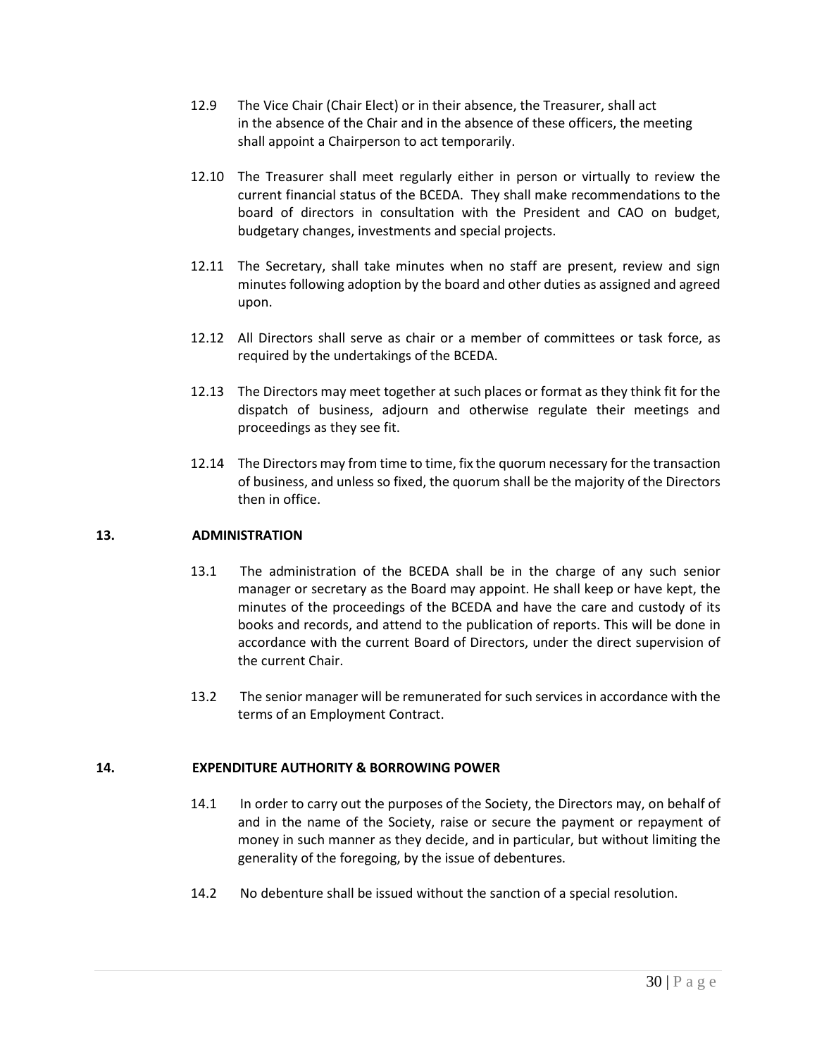12.9 The Vice Chair (Chair Elect) or in their absence, the Treasurer, shall act in the absence of the Chair and in the absence of these officers, the meeting shall appoint a Chairperson to act temporarily.

12.10 The Treasurer shall meet regularly either in person or virtually to review the current financial status of the BCEDA. They shall make recommendations to the board of directors in consultation with the President and CAO on budget, budgetary changes, investments and special projects.

12.11 The Secretary, shall take minutes when no staff are present, review and sign minutes following adoption by the board and other duties as assigned and agreed upon.

12.12 All Directors shall serve as chair or a member of committees or task force, as required by the undertakings of the BCEDA.

12.13 The Directors may meet together at such places or format as they think fit for the dispatch of business, adjourn and otherwise regulate their meetings and proceedings as they see fit.

12.14 The Directors may from time to time, fix the quorum necessary for the transaction of business, and unless so fixed, the quorum shall be the majority of the Directors then in office.

## 13. ADMINISTRATION

13.1 The administration of the BCEDA shall be in the charge of any such senior manager or secretary as the Board may appoint. He shall keep or have kept, the minutes of the proceedings of the BCEDA and have the care and custody of its books and records, and attend to the publication of reports. This will be done in accordance with the current Board of Directors, under the direct supervision of the current Chair.

13.2 The senior manager will be remunerated for such services in accordance with the terms of an Employment Contract.

## 14. EXPENDITURE AUTHORITY & BORROWING POWER

14.1 In order to carry out the purposes of the Society, the Directors may, on behalf of and in the name of the Society, raise or secure the payment or repayment of money in such manner as they decide, and in particular, but without limiting the generality of the foregoing, by the issue of debentures.

14.2 No debenture shall be issued without the sanction of a special resolution.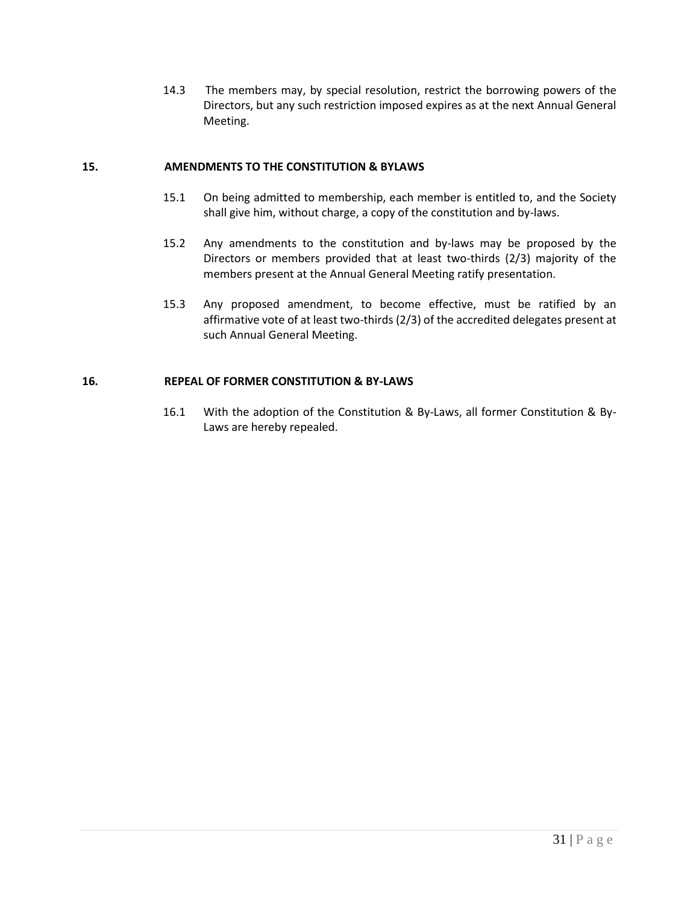14.3 The members may, by special resolution, restrict the borrowing powers of the Directors, but any such restriction imposed expires as at the next Annual General Meeting.

## 15. AMENDMENTS TO THE CONSTITUTION & BYLAWS

15.1 On being admitted to membership, each member is entitled to, and the Society shall give him, without charge, a copy of the constitution and by-laws.

15.2 Any amendments to the constitution and by-laws may be proposed by the Directors or members provided that at least two-thirds (2/3) majority of the members present at the Annual General Meeting ratify presentation.

15.3 Any proposed amendment, to become effective, must be ratified by an affirmative vote of at least two-thirds (2/3) of the accredited delegates present at such Annual General Meeting.

## 16. REPEAL OF FORMER CONSTITUTION & BY-LAWS

16.1 With the adoption of the Constitution & By-Laws, all former Constitution & By-Laws are hereby repealed.